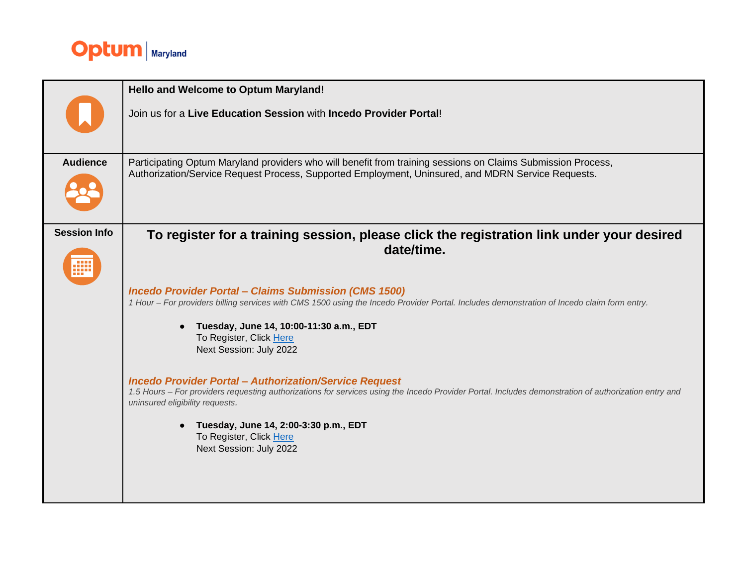Optum | Maryland

| | |
|---|---|
| | **Hello and Welcome to Optum Maryland!**<br><br>Join us for a **Live Education Session** with **Incedo Provider Portal**! |
| **Audience** | Participating Optum Maryland providers who will benefit from training sessions on Claims Submission Process, Authorization/Service Request Process, Supported Employment, Uninsured, and MDRN Service Requests. |
| **Session Info** | **To register for a training session, please click the registration link under your desired date/time.**<br><br>***Incedo Provider Portal – Claims Submission (CMS 1500)***<br>*1 Hour – For providers billing services with CMS 1500 using the Incedo Provider Portal. Includes demonstration of Incedo claim form entry.*<br><br>• **Tuesday, June 14, 10:00-11:30 a.m., EDT**<br>To Register, Click Here<br>Next Session: July 2022<br><br>***Incedo Provider Portal – Authorization/Service Request***<br>*1.5 Hours – For providers requesting authorizations for services using the Incedo Provider Portal. Includes demonstration of authorization entry and uninsured eligibility requests.*<br><br>• **Tuesday, June 14, 2:00-3:30 p.m., EDT**<br>To Register, Click Here<br>Next Session: July 2022 |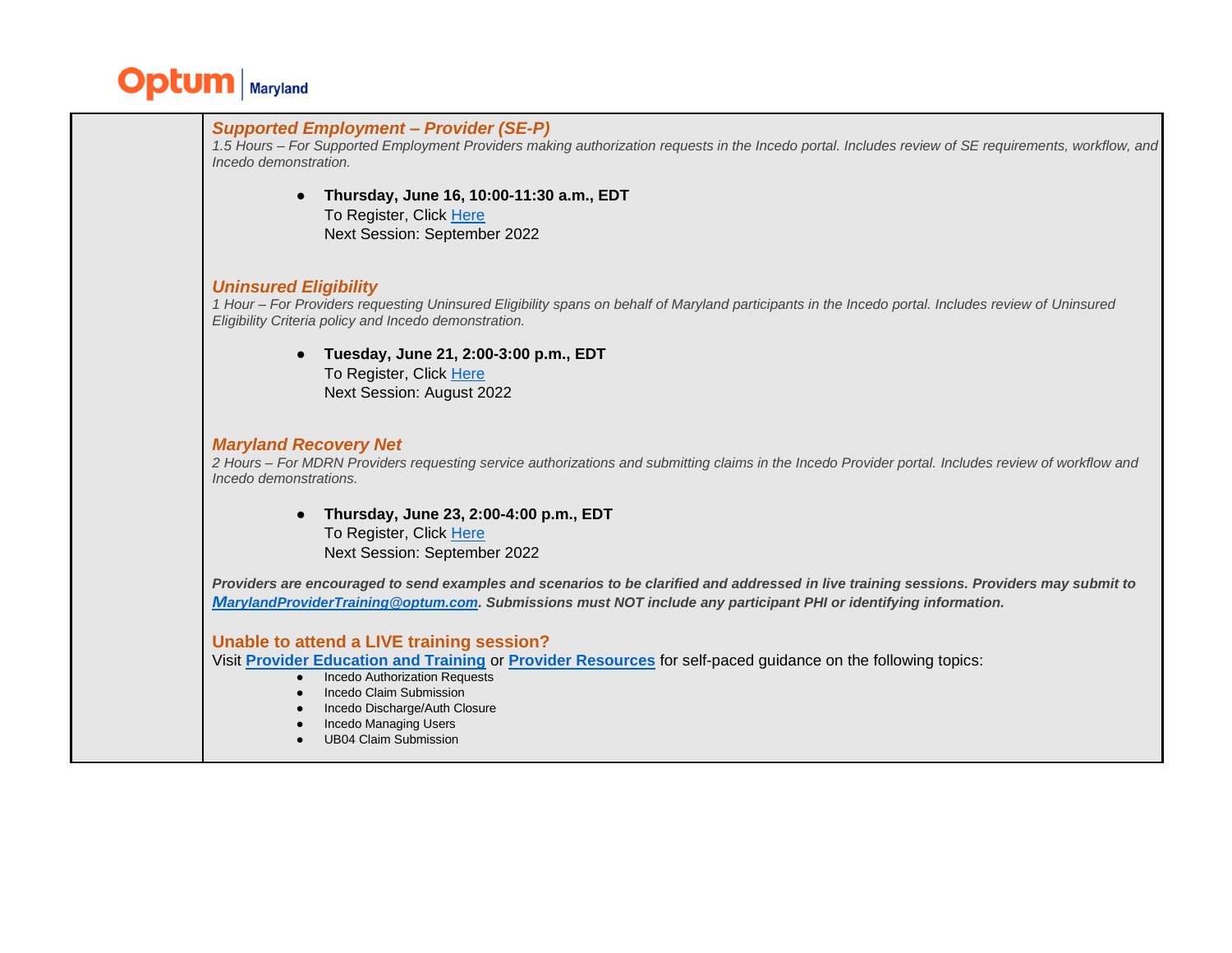### *Supported Employment – Provider (SE-P)*

*1.5 Hours – For Supported Employment Providers making authorization requests in the Incedo portal. Includes review of SE requirements, workflow, and Incedo demonstration.*

- **Thursday, June 16, 10:00-11:30 a.m., EDT**
  To Register, Click Here
  Next Session: September 2022

### *Uninsured Eligibility*

*1 Hour – For Providers requesting Uninsured Eligibility spans on behalf of Maryland participants in the Incedo portal. Includes review of Uninsured Eligibility Criteria policy and Incedo demonstration.*

- **Tuesday, June 21, 2:00-3:00 p.m., EDT**
  To Register, Click Here
  Next Session: August 2022

### *Maryland Recovery Net*

*2 Hours – For MDRN Providers requesting service authorizations and submitting claims in the Incedo Provider portal. Includes review of workflow and Incedo demonstrations.*

- **Thursday, June 23, 2:00-4:00 p.m., EDT**
  To Register, Click Here
  Next Session: September 2022

***Providers are encouraged to send examples and scenarios to be clarified and addressed in live training sessions. Providers may submit to MarylandProviderTraining@optum.com. Submissions must NOT include any participant PHI or identifying information.***

### Unable to attend a LIVE training session?

Visit **Provider Education and Training** or **Provider Resources** for self-paced guidance on the following topics:

- Incedo Authorization Requests
- Incedo Claim Submission
- Incedo Discharge/Auth Closure
- Incedo Managing Users
- UB04 Claim Submission